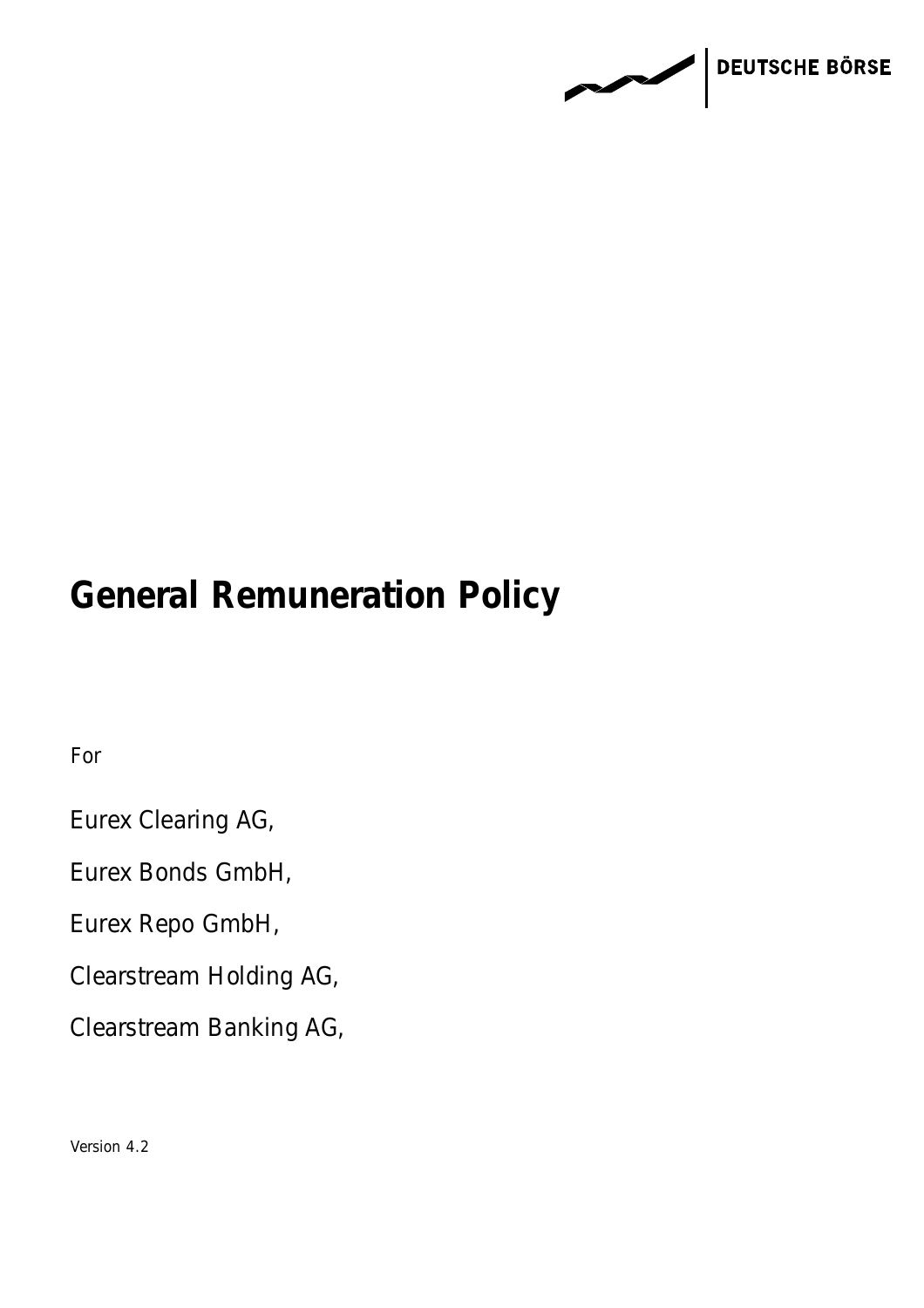DEUTSCHE BÖRSE

# General Remuneration Policy

For

Eurex Clearing AG,

Eurex Bonds GmbH,

Eurex Repo GmbH,

Clearstream Holding AG,

Clearstream Banking AG,

Version 4.2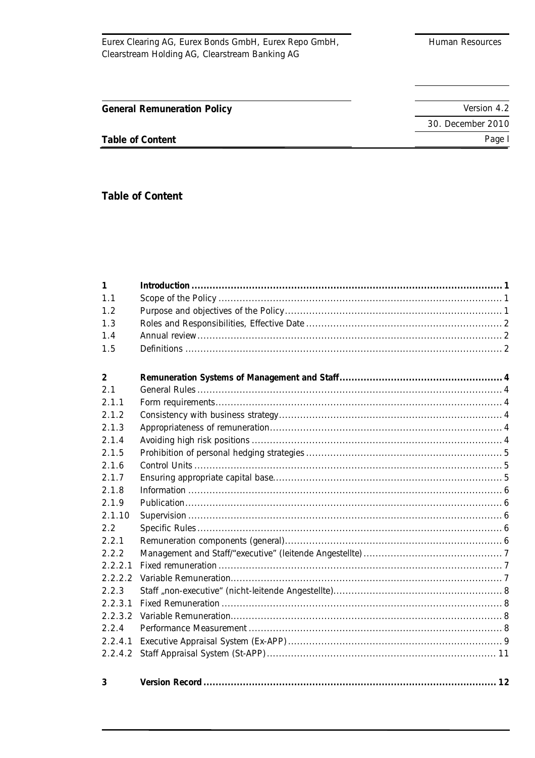## Table of Content

| | | |
|---|---|---|
| **1** | **Introduction** | **1** |
| 1.1 | Scope of the Policy | 1 |
| 1.2 | Purpose and objectives of the Policy | 1 |
| 1.3 | Roles and Responsibilities, Effective Date | 2 |
| 1.4 | Annual review | 2 |
| 1.5 | Definitions | 2 |
| **2** | **Remuneration Systems of Management and Staff** | **4** |
| 2.1 | General Rules | 4 |
| 2.1.1 | Form requirements | 4 |
| 2.1.2 | Consistency with business strategy | 4 |
| 2.1.3 | Appropriateness of remuneration | 4 |
| 2.1.4 | Avoiding high risk positions | 4 |
| 2.1.5 | Prohibition of personal hedging strategies | 5 |
| 2.1.6 | Control Units | 5 |
| 2.1.7 | Ensuring appropriate capital base | 5 |
| 2.1.8 | Information | 6 |
| 2.1.9 | Publication | 6 |
| 2.1.10 | Supervision | 6 |
| 2.2 | Specific Rules | 6 |
| 2.2.1 | Remuneration components (general) | 6 |
| 2.2.2 | Management and Staff/"executive" (leitende Angestellte) | 7 |
| 2.2.2.1 | Fixed remuneration | 7 |
| 2.2.2.2 | Variable Remuneration | 7 |
| 2.2.3 | Staff „non-executive" (nicht-leitende Angestellte) | 8 |
| 2.2.3.1 | Fixed Remuneration | 8 |
| 2.2.3.2 | Variable Remuneration | 8 |
| 2.2.4 | Performance Measurement | 8 |
| 2.2.4.1 | Executive Appraisal System (Ex-APP) | 9 |
| 2.2.4.2 | Staff Appraisal System (St-APP) | 11 |
| **3** | **Version Record** | **12** |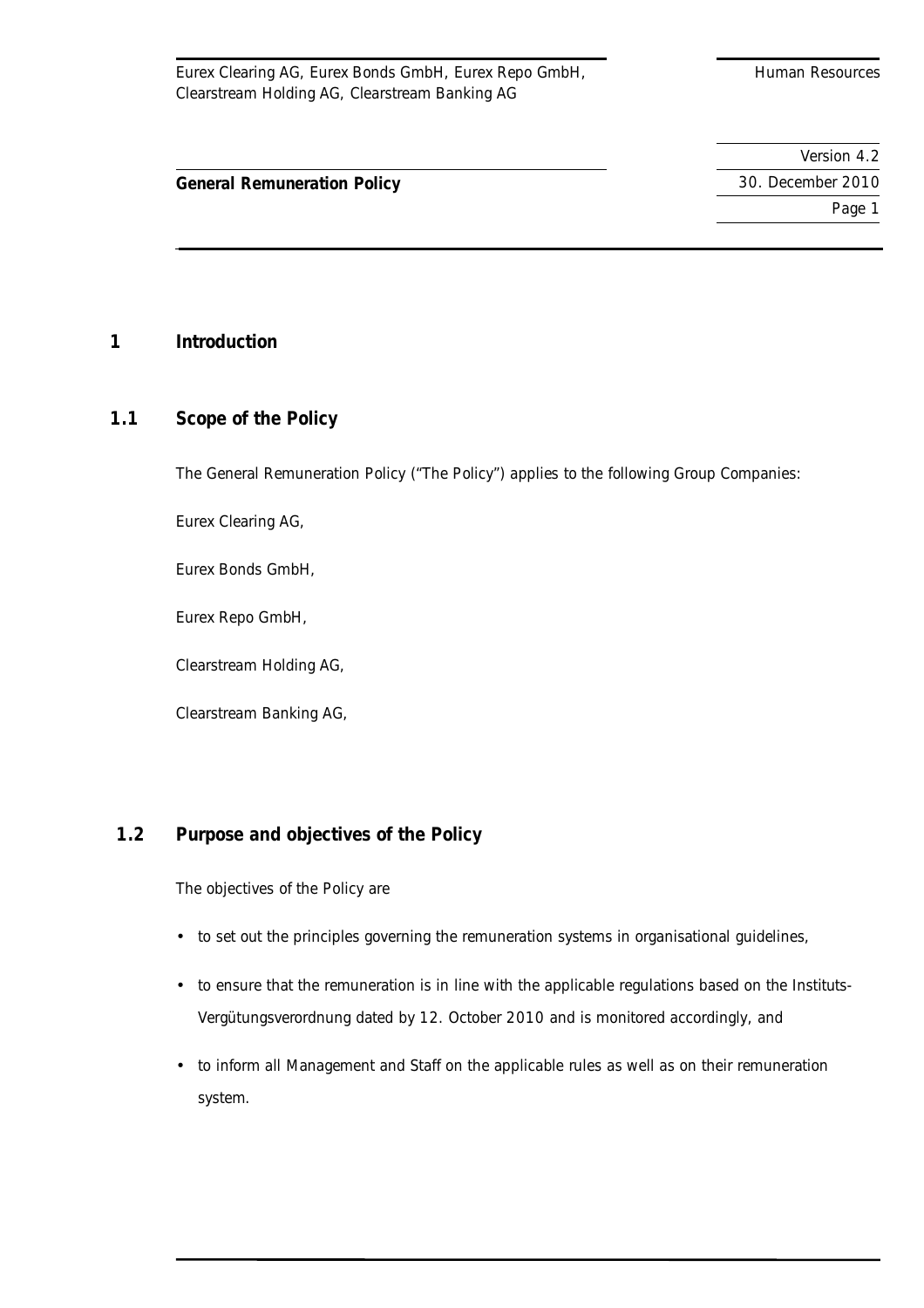# 1 Introduction

## 1.1 Scope of the Policy

The General Remuneration Policy ("The Policy") applies to the following Group Companies:

Eurex Clearing AG,

Eurex Bonds GmbH,

Eurex Repo GmbH,

Clearstream Holding AG,

Clearstream Banking AG,

## 1.2 Purpose and objectives of the Policy

The objectives of the Policy are

- to set out the principles governing the remuneration systems in organisational guidelines,
- to ensure that the remuneration is in line with the applicable regulations based on the Instituts-Vergütungsverordnung dated by 12. October 2010 and is monitored accordingly, and
- to inform all Management and Staff on the applicable rules as well as on their remuneration system.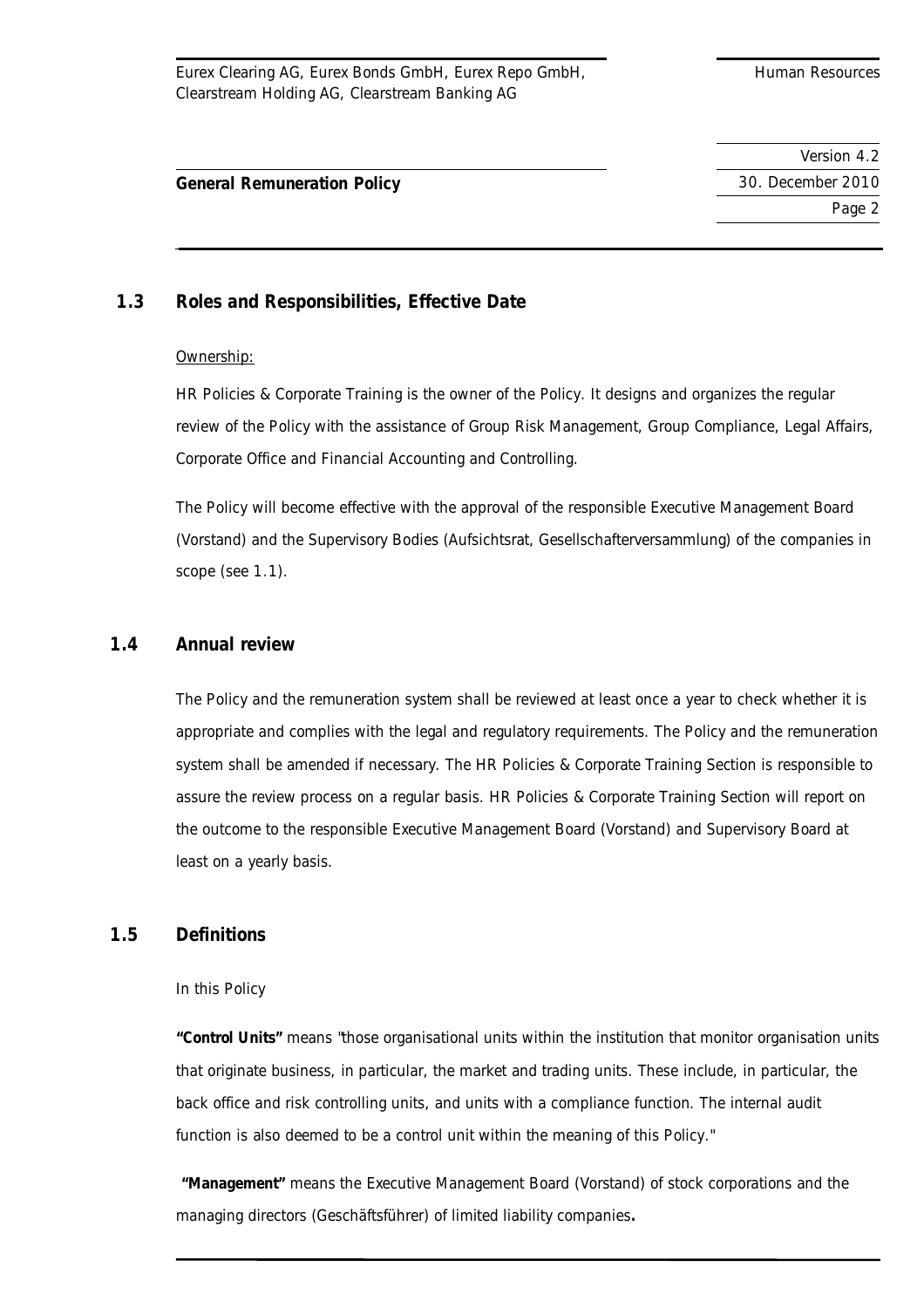### 1.3 Roles and Responsibilities, Effective Date

<u>Ownership:</u>

HR Policies & Corporate Training is the owner of the Policy. It designs and organizes the regular review of the Policy with the assistance of Group Risk Management, Group Compliance, Legal Affairs, Corporate Office and Financial Accounting and Controlling.

The Policy will become effective with the approval of the responsible Executive Management Board (Vorstand) and the Supervisory Bodies (Aufsichtsrat, Gesellschafterversammlung) of the companies in scope (see 1.1).

### 1.4 Annual review

The Policy and the remuneration system shall be reviewed at least once a year to check whether it is appropriate and complies with the legal and regulatory requirements. The Policy and the remuneration system shall be amended if necessary. The HR Policies & Corporate Training Section is responsible to assure the review process on a regular basis. HR Policies & Corporate Training Section will report on the outcome to the responsible Executive Management Board (Vorstand) and Supervisory Board at least on a yearly basis.

### 1.5 Definitions

In this Policy

**"Control Units"** means "those organisational units within the institution that monitor organisation units that originate business, in particular, the market and trading units. These include, in particular, the back office and risk controlling units, and units with a compliance function. The internal audit function is also deemed to be a control unit within the meaning of this Policy."

**"Management"** means the Executive Management Board (Vorstand) of stock corporations and the managing directors (Geschäftsführer) of limited liability companies**.**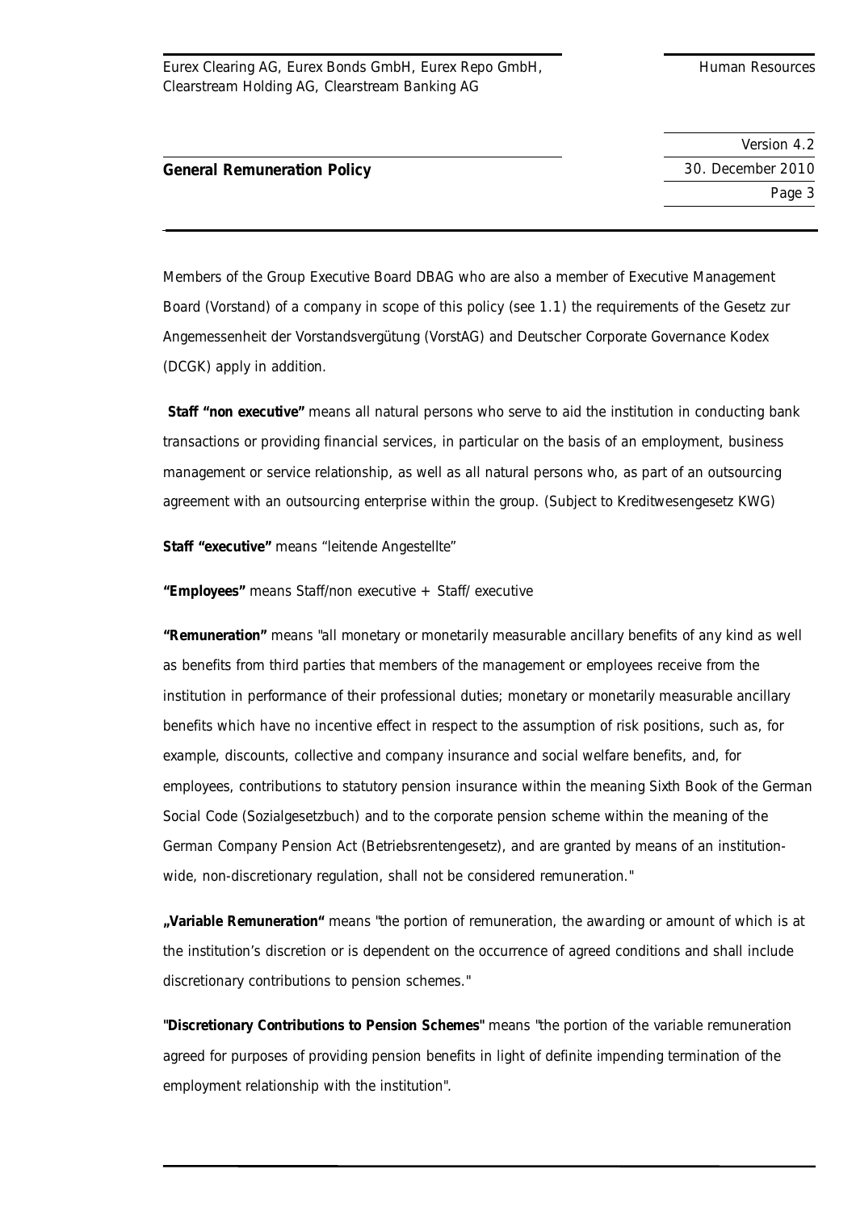Members of the Group Executive Board DBAG who are also a member of Executive Management Board (Vorstand) of a company in scope of this policy (see 1.1) the requirements of the Gesetz zur Angemessenheit der Vorstandsvergütung (VorstAG) and Deutscher Corporate Governance Kodex (DCGK) apply in addition.

**Staff "non executive"** means all natural persons who serve to aid the institution in conducting bank transactions or providing financial services, in particular on the basis of an employment, business management or service relationship, as well as all natural persons who, as part of an outsourcing agreement with an outsourcing enterprise within the group. (Subject to Kreditwesengesetz KWG)

**Staff "executive"** means "leitende Angestellte"

**"Employees"** means Staff/non executive + Staff/ executive

**"Remuneration"** means "all monetary or monetarily measurable ancillary benefits of any kind as well as benefits from third parties that members of the management or employees receive from the institution in performance of their professional duties; monetary or monetarily measurable ancillary benefits which have no incentive effect in respect to the assumption of risk positions, such as, for example, discounts, collective and company insurance and social welfare benefits, and, for employees, contributions to statutory pension insurance within the meaning Sixth Book of the German Social Code (Sozialgesetzbuch) and to the corporate pension scheme within the meaning of the German Company Pension Act (Betriebsrentengesetz), and are granted by means of an institution-wide, non-discretionary regulation, shall not be considered remuneration."

**„Variable Remuneration"** means "the portion of remuneration, the awarding or amount of which is at the institution's discretion or is dependent on the occurrence of agreed conditions and shall include discretionary contributions to pension schemes."

**"Discretionary Contributions to Pension Schemes"** means "the portion of the variable remuneration agreed for purposes of providing pension benefits in light of definite impending termination of the employment relationship with the institution".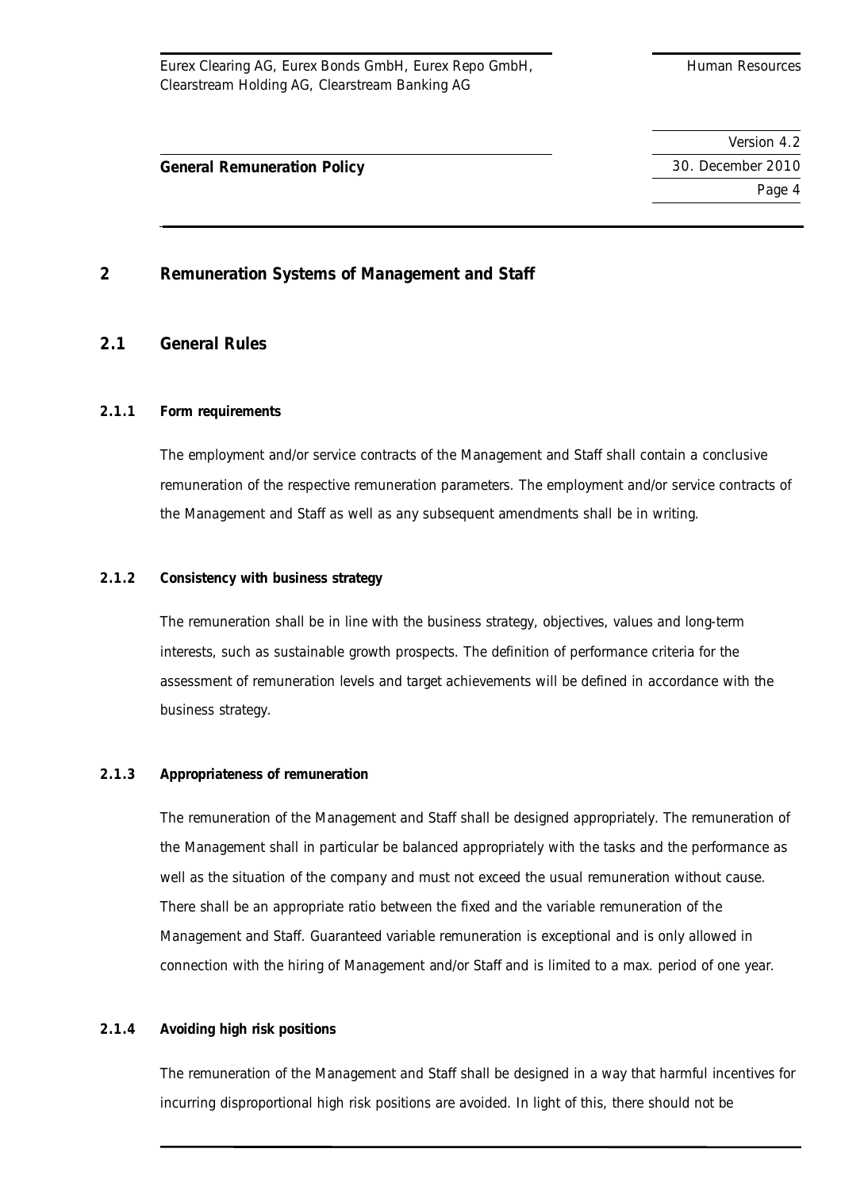## 2 Remuneration Systems of Management and Staff

### 2.1 General Rules

#### 2.1.1 Form requirements

The employment and/or service contracts of the Management and Staff shall contain a conclusive remuneration of the respective remuneration parameters. The employment and/or service contracts of the Management and Staff as well as any subsequent amendments shall be in writing.

#### 2.1.2 Consistency with business strategy

The remuneration shall be in line with the business strategy, objectives, values and long-term interests, such as sustainable growth prospects. The definition of performance criteria for the assessment of remuneration levels and target achievements will be defined in accordance with the business strategy.

#### 2.1.3 Appropriateness of remuneration

The remuneration of the Management and Staff shall be designed appropriately. The remuneration of the Management shall in particular be balanced appropriately with the tasks and the performance as well as the situation of the company and must not exceed the usual remuneration without cause. There shall be an appropriate ratio between the fixed and the variable remuneration of the Management and Staff. Guaranteed variable remuneration is exceptional and is only allowed in connection with the hiring of Management and/or Staff and is limited to a max. period of one year.

#### 2.1.4 Avoiding high risk positions

The remuneration of the Management and Staff shall be designed in a way that harmful incentives for incurring disproportional high risk positions are avoided. In light of this, there should not be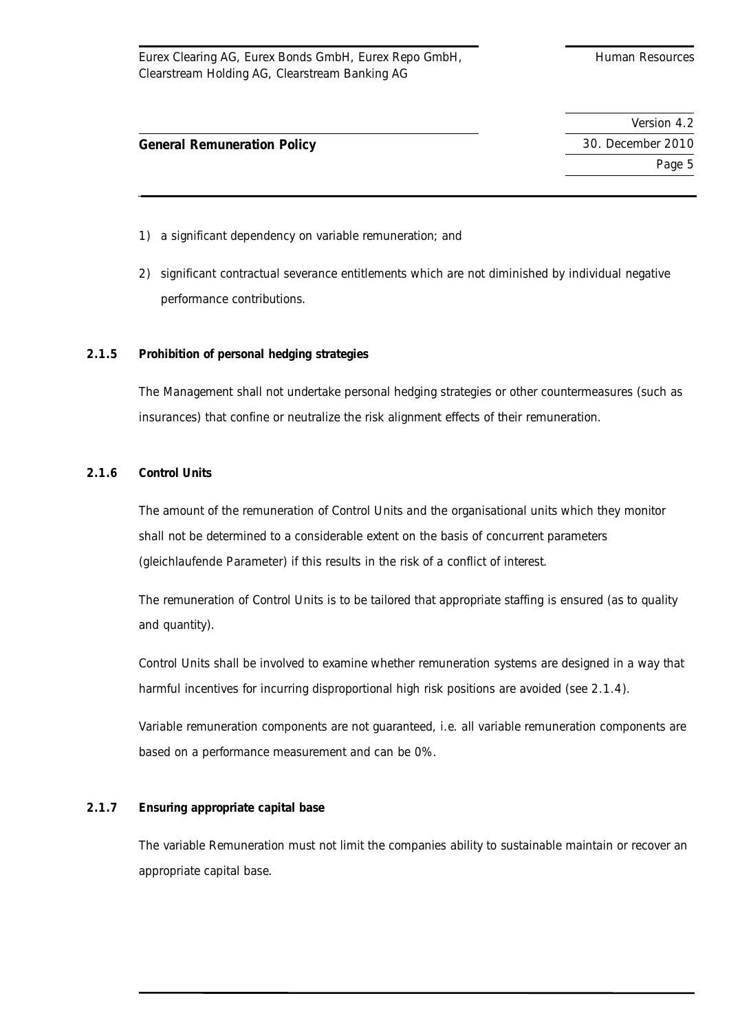1) a significant dependency on variable remuneration; and

2) significant contractual severance entitlements which are not diminished by individual negative performance contributions.

#### 2.1.5 Prohibition of personal hedging strategies

The Management shall not undertake personal hedging strategies or other countermeasures (such as insurances) that confine or neutralize the risk alignment effects of their remuneration.

#### 2.1.6 Control Units

The amount of the remuneration of Control Units and the organisational units which they monitor shall not be determined to a considerable extent on the basis of concurrent parameters (gleichlaufende Parameter) if this results in the risk of a conflict of interest.

The remuneration of Control Units is to be tailored that appropriate staffing is ensured (as to quality and quantity).

Control Units shall be involved to examine whether remuneration systems are designed in a way that harmful incentives for incurring disproportional high risk positions are avoided (see 2.1.4).

Variable remuneration components are not guaranteed, i.e. all variable remuneration components are based on a performance measurement and can be 0%.

#### 2.1.7 Ensuring appropriate capital base

The variable Remuneration must not limit the companies ability to sustainable maintain or recover an appropriate capital base.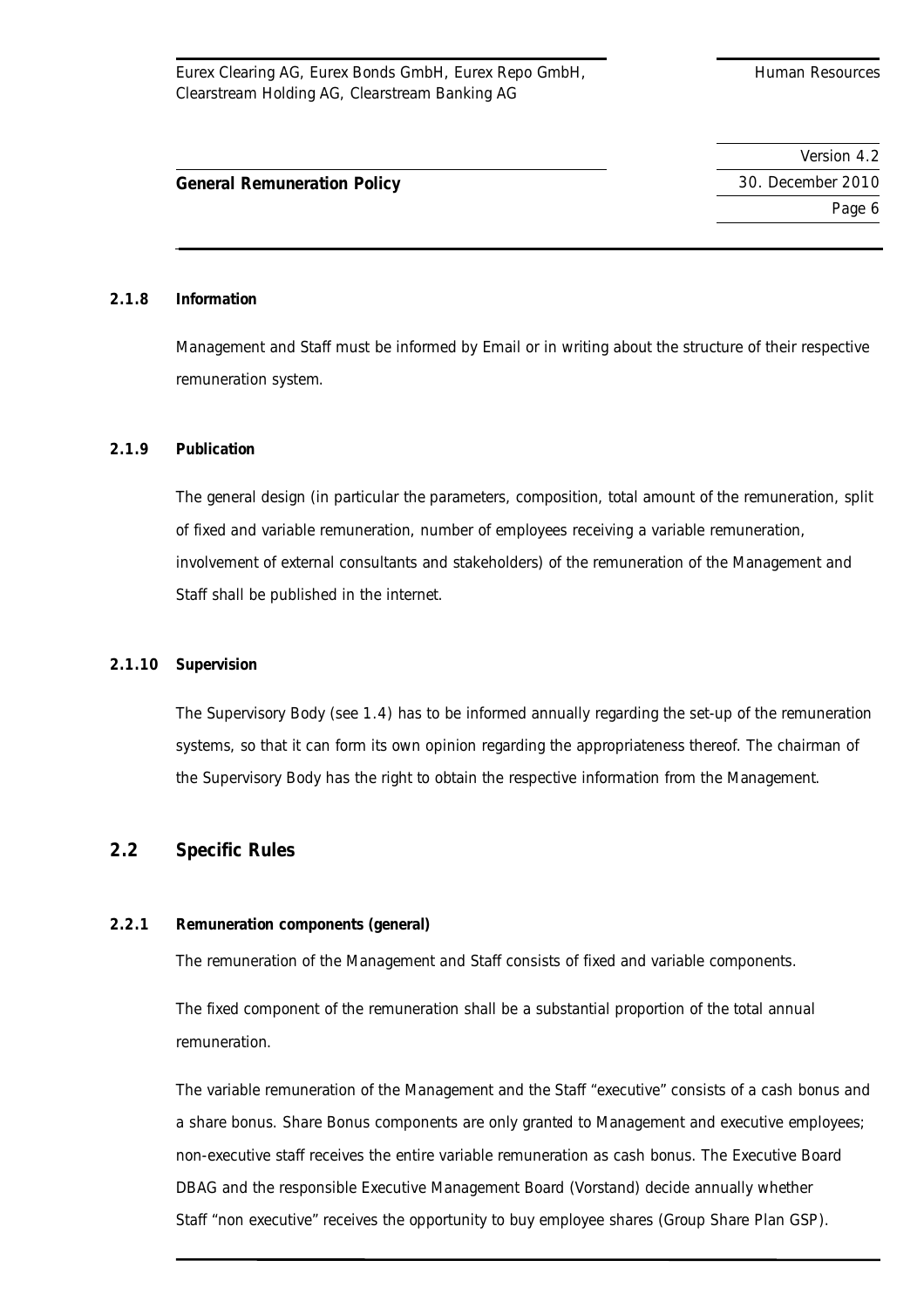#### 2.1.8 Information

Management and Staff must be informed by Email or in writing about the structure of their respective remuneration system.

#### 2.1.9 Publication

The general design (in particular the parameters, composition, total amount of the remuneration, split of fixed and variable remuneration, number of employees receiving a variable remuneration, involvement of external consultants and stakeholders) of the remuneration of the Management and Staff shall be published in the internet.

#### 2.1.10 Supervision

The Supervisory Body (see 1.4) has to be informed annually regarding the set-up of the remuneration systems, so that it can form its own opinion regarding the appropriateness thereof. The chairman of the Supervisory Body has the right to obtain the respective information from the Management.

### 2.2 Specific Rules

#### 2.2.1 Remuneration components (general)

The remuneration of the Management and Staff consists of fixed and variable components.

The fixed component of the remuneration shall be a substantial proportion of the total annual remuneration.

The variable remuneration of the Management and the Staff "executive" consists of a cash bonus and a share bonus. Share Bonus components are only granted to Management and executive employees; non-executive staff receives the entire variable remuneration as cash bonus. The Executive Board DBAG and the responsible Executive Management Board (Vorstand) decide annually whether Staff "non executive" receives the opportunity to buy employee shares (Group Share Plan GSP).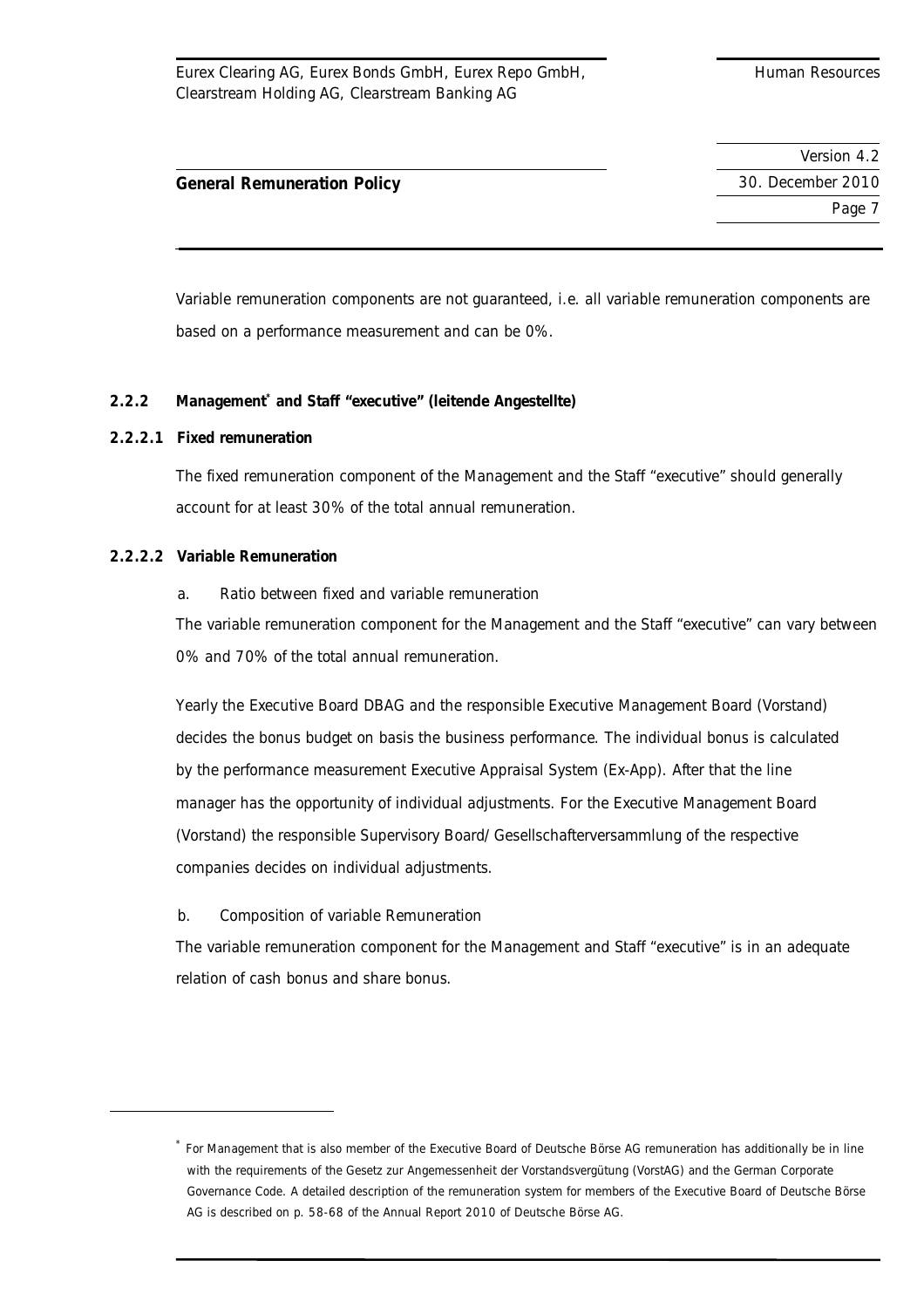Variable remuneration components are not guaranteed, i.e. all variable remuneration components are based on a performance measurement and can be 0%.

### 2.2.2 Management[*] and Staff "executive" (leitende Angestellte)

#### 2.2.2.1 Fixed remuneration

The fixed remuneration component of the Management and the Staff "executive" should generally account for at least 30% of the total annual remuneration.

#### 2.2.2.2 Variable Remuneration

a. Ratio between fixed and variable remuneration

The variable remuneration component for the Management and the Staff "executive" can vary between 0% and 70% of the total annual remuneration.

Yearly the Executive Board DBAG and the responsible Executive Management Board (Vorstand) decides the bonus budget on basis the business performance. The individual bonus is calculated by the performance measurement Executive Appraisal System (Ex-App). After that the line manager has the opportunity of individual adjustments. For the Executive Management Board (Vorstand) the responsible Supervisory Board/ Gesellschafterversammlung of the respective companies decides on individual adjustments.

b. Composition of variable Remuneration

The variable remuneration component for the Management and Staff "executive" is in an adequate relation of cash bonus and share bonus.

---

[*] For Management that is also member of the Executive Board of Deutsche Börse AG remuneration has additionally be in line with the requirements of the Gesetz zur Angemessenheit der Vorstandsvergütung (VorstAG) and the German Corporate Governance Code. A detailed description of the remuneration system for members of the Executive Board of Deutsche Börse AG is described on p. 58-68 of the Annual Report 2010 of Deutsche Börse AG.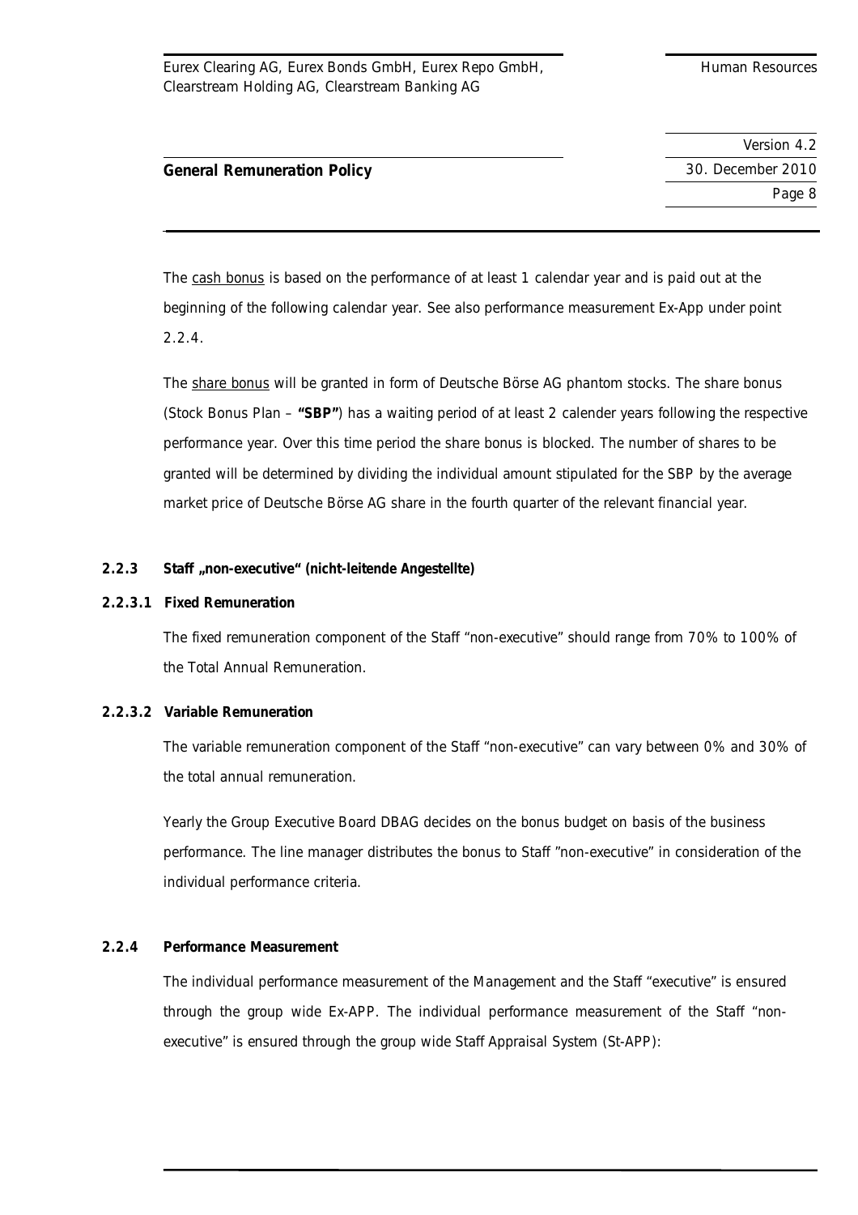The cash bonus is based on the performance of at least 1 calendar year and is paid out at the beginning of the following calendar year. See also performance measurement Ex-App under point 2.2.4.

The share bonus will be granted in form of Deutsche Börse AG phantom stocks. The share bonus (Stock Bonus Plan – **"SBP"**) has a waiting period of at least 2 calender years following the respective performance year. Over this time period the share bonus is blocked. The number of shares to be granted will be determined by dividing the individual amount stipulated for the SBP by the average market price of Deutsche Börse AG share in the fourth quarter of the relevant financial year.

### 2.2.3 Staff „non-executive" (nicht-leitende Angestellte)

#### 2.2.3.1 Fixed Remuneration

The fixed remuneration component of the Staff "non-executive" should range from 70% to 100% of the Total Annual Remuneration.

#### 2.2.3.2 Variable Remuneration

The variable remuneration component of the Staff "non-executive" can vary between 0% and 30% of the total annual remuneration.

Yearly the Group Executive Board DBAG decides on the bonus budget on basis of the business performance. The line manager distributes the bonus to Staff "non-executive" in consideration of the individual performance criteria.

### 2.2.4 Performance Measurement

The individual performance measurement of the Management and the Staff "executive" is ensured through the group wide Ex-APP. The individual performance measurement of the Staff "non-executive" is ensured through the group wide Staff Appraisal System (St-APP):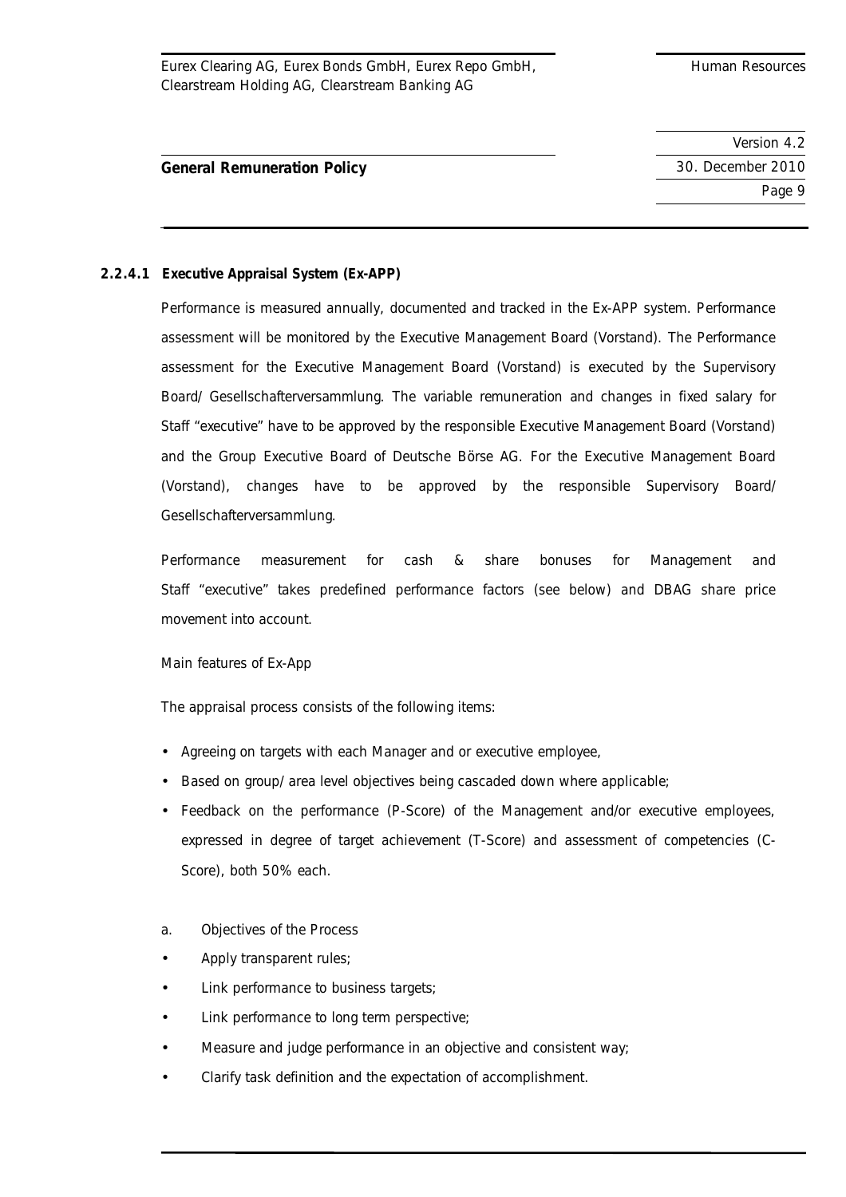#### 2.2.4.1 Executive Appraisal System (Ex-APP)

Performance is measured annually, documented and tracked in the Ex-APP system. Performance assessment will be monitored by the Executive Management Board (Vorstand). The Performance assessment for the Executive Management Board (Vorstand) is executed by the Supervisory Board/ Gesellschafterversammlung. The variable remuneration and changes in fixed salary for Staff "executive" have to be approved by the responsible Executive Management Board (Vorstand) and the Group Executive Board of Deutsche Börse AG. For the Executive Management Board (Vorstand), changes have to be approved by the responsible Supervisory Board/ Gesellschafterversammlung.

Performance measurement for cash & share bonuses for Management and Staff "executive" takes predefined performance factors (see below) and DBAG share price movement into account.

Main features of Ex-App

The appraisal process consists of the following items:

- Agreeing on targets with each Manager and or executive employee,
- Based on group/ area level objectives being cascaded down where applicable;
- Feedback on the performance (P-Score) of the Management and/or executive employees, expressed in degree of target achievement (T-Score) and assessment of competencies (C-Score), both 50% each.

a. Objectives of the Process

- Apply transparent rules;
- Link performance to business targets;
- Link performance to long term perspective;
- Measure and judge performance in an objective and consistent way;
- Clarify task definition and the expectation of accomplishment.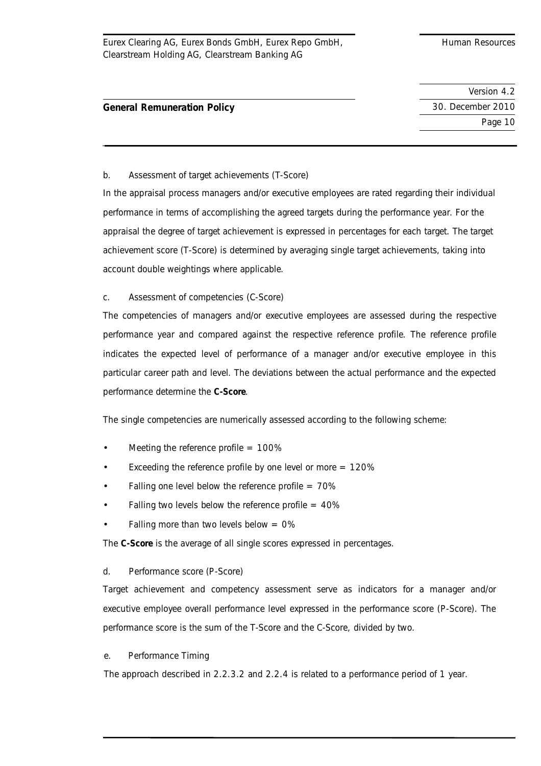b. Assessment of target achievements (T-Score)

In the appraisal process managers and/or executive employees are rated regarding their individual performance in terms of accomplishing the agreed targets during the performance year. For the appraisal the degree of target achievement is expressed in percentages for each target. The target achievement score (T-Score) is determined by averaging single target achievements, taking into account double weightings where applicable.

c. Assessment of competencies (C-Score)

The competencies of managers and/or executive employees are assessed during the respective performance year and compared against the respective reference profile. The reference profile indicates the expected level of performance of a manager and/or executive employee in this particular career path and level. The deviations between the actual performance and the expected performance determine the **C-Score**.

The single competencies are numerically assessed according to the following scheme:

- Meeting the reference profile = 100%
- Exceeding the reference profile by one level or more = 120%
- Falling one level below the reference profile = 70%
- Falling two levels below the reference profile = 40%
- Falling more than two levels below = 0%

The **C-Score** is the average of all single scores expressed in percentages.

d. Performance score (P-Score)

Target achievement and competency assessment serve as indicators for a manager and/or executive employee overall performance level expressed in the performance score (P-Score). The performance score is the sum of the T-Score and the C-Score, divided by two.

e. Performance Timing

The approach described in 2.2.3.2 and 2.2.4 is related to a performance period of 1 year.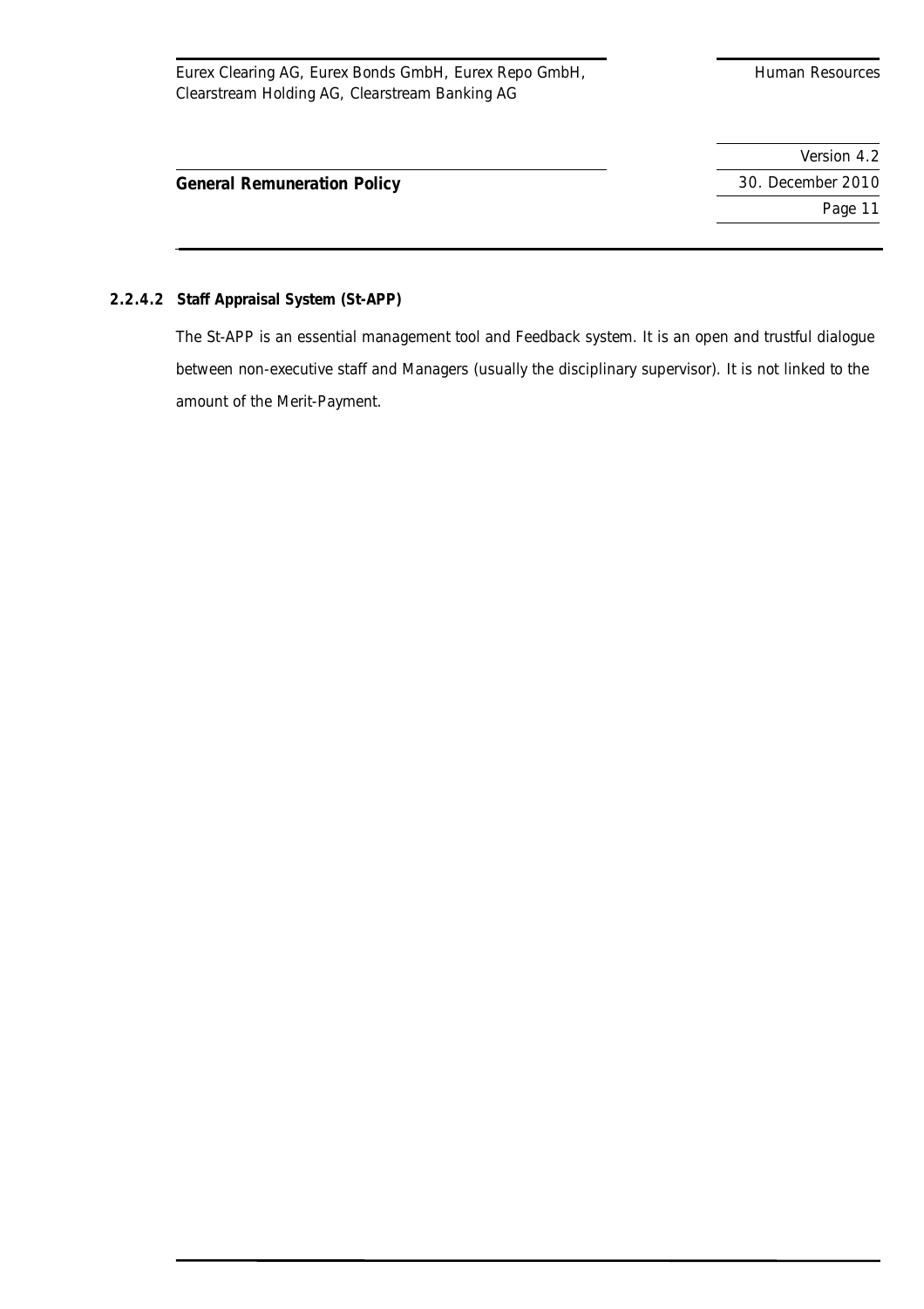#### 2.2.4.2 Staff Appraisal System (St-APP)

The St-APP is an essential management tool and Feedback system. It is an open and trustful dialogue between non-executive staff and Managers (usually the disciplinary supervisor). It is not linked to the amount of the Merit-Payment.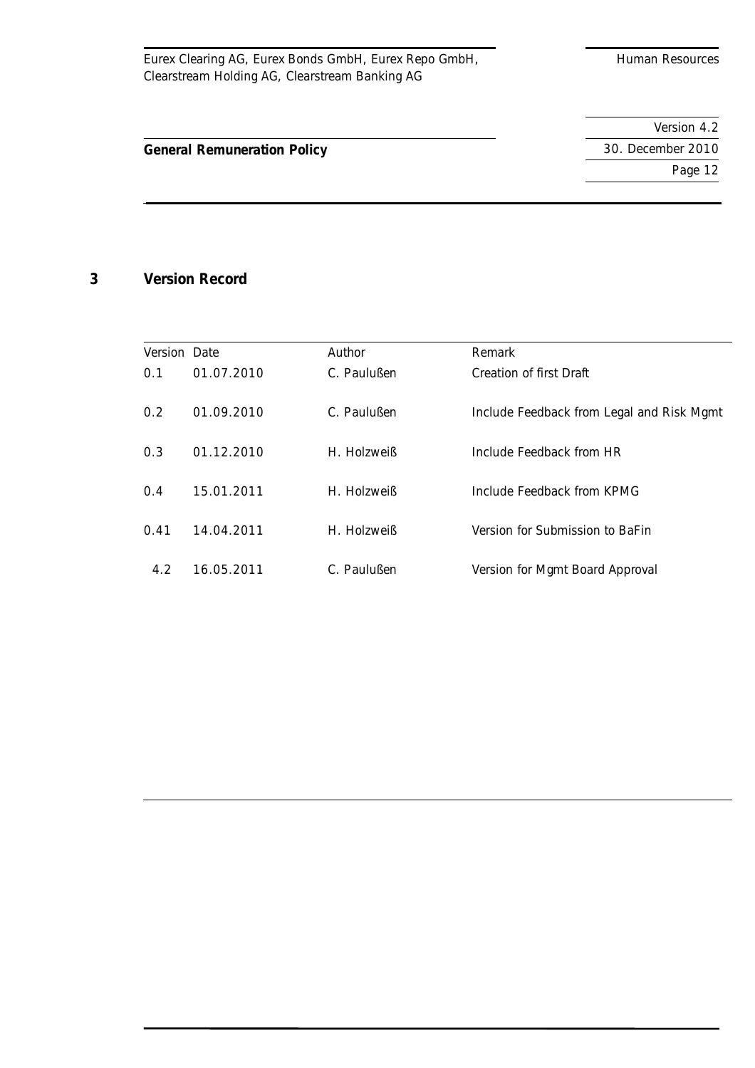# 3 Version Record

| Version | Date | Author | Remark |
|---|---|---|---|
| 0.1 | 01.07.2010 | C. Paulußen | Creation of first Draft |
| 0.2 | 01.09.2010 | C. Paulußen | Include Feedback from Legal and Risk Mgmt |
| 0.3 | 01.12.2010 | H. Holzweiß | Include Feedback from HR |
| 0.4 | 15.01.2011 | H. Holzweiß | Include Feedback from KPMG |
| 0.41 | 14.04.2011 | H. Holzweiß | Version for Submission to BaFin |
| 4.2 | 16.05.2011 | C. Paulußen | Version for Mgmt Board Approval |